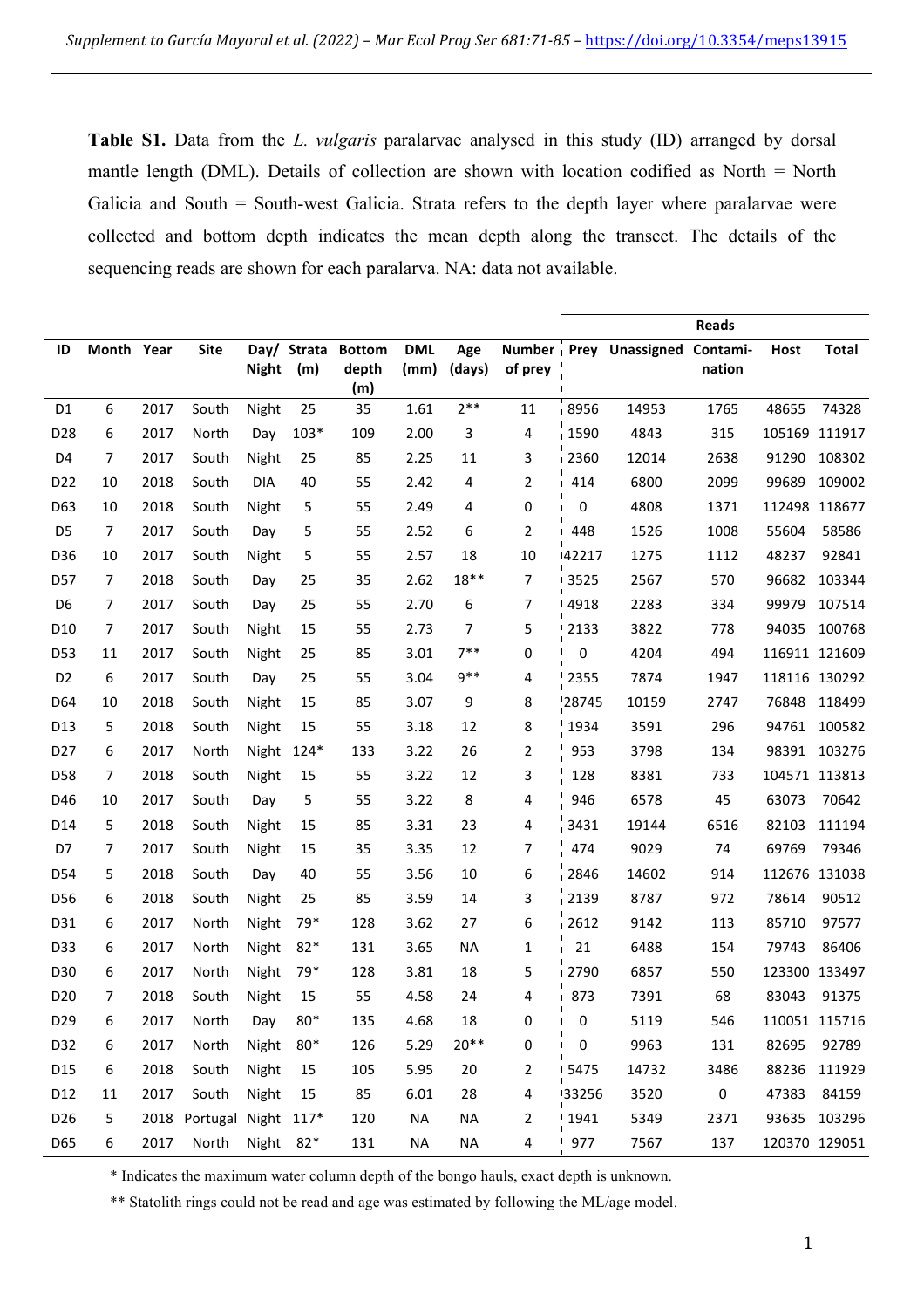**Table S1.** Data from the *L. vulgaris* paralarvae analysed in this study (ID) arranged by dorsal mantle length (DML). Details of collection are shown with location codified as North = North Galicia and South = South-west Galicia. Strata refers to the depth layer where paralarvae were collected and bottom depth indicates the mean depth along the transect. The details of the sequencing reads are shown for each paralarva. NA: data not available.

| ID | Month | Year | Site | Day/ Night | Strata (m) | Bottom depth (m) | DML (mm) | Age (days) | Number of prey | Reads | | | | |
|---|---|---|---|---|---|---|---|---|---|---|---|---|---|---|
| | | | | | | | | | | Prey | Unassigned | Contami-nation | Host | Total |
| D1 | 6 | 2017 | South | Night | 25 | 35 | 1.61 | 2** | 11 | 8956 | 14953 | 1765 | 48655 | 74328 |
| D28 | 6 | 2017 | North | Day | 103* | 109 | 2.00 | 3 | 4 | 1590 | 4843 | 315 | 105169 | 111917 |
| D4 | 7 | 2017 | South | Night | 25 | 85 | 2.25 | 11 | 3 | 2360 | 12014 | 2638 | 91290 | 108302 |
| D22 | 10 | 2018 | South | DIA | 40 | 55 | 2.42 | 4 | 2 | 414 | 6800 | 2099 | 99689 | 109002 |
| D63 | 10 | 2018 | South | Night | 5 | 55 | 2.49 | 4 | 0 | 0 | 4808 | 1371 | 112498 | 118677 |
| D5 | 7 | 2017 | South | Day | 5 | 55 | 2.52 | 6 | 2 | 448 | 1526 | 1008 | 55604 | 58586 |
| D36 | 10 | 2017 | South | Night | 5 | 55 | 2.57 | 18 | 10 | 42217 | 1275 | 1112 | 48237 | 92841 |
| D57 | 7 | 2018 | South | Day | 25 | 35 | 2.62 | 18** | 7 | 3525 | 2567 | 570 | 96682 | 103344 |
| D6 | 7 | 2017 | South | Day | 25 | 55 | 2.70 | 6 | 7 | 4918 | 2283 | 334 | 99979 | 107514 |
| D10 | 7 | 2017 | South | Night | 15 | 55 | 2.73 | 7 | 5 | 2133 | 3822 | 778 | 94035 | 100768 |
| D53 | 11 | 2017 | South | Night | 25 | 85 | 3.01 | 7** | 0 | 0 | 4204 | 494 | 116911 | 121609 |
| D2 | 6 | 2017 | South | Day | 25 | 55 | 3.04 | 9** | 4 | 2355 | 7874 | 1947 | 118116 | 130292 |
| D64 | 10 | 2018 | South | Night | 15 | 85 | 3.07 | 9 | 8 | 28745 | 10159 | 2747 | 76848 | 118499 |
| D13 | 5 | 2018 | South | Night | 15 | 55 | 3.18 | 12 | 8 | 1934 | 3591 | 296 | 94761 | 100582 |
| D27 | 6 | 2017 | North | Night | 124* | 133 | 3.22 | 26 | 2 | 953 | 3798 | 134 | 98391 | 103276 |
| D58 | 7 | 2018 | South | Night | 15 | 55 | 3.22 | 12 | 3 | 128 | 8381 | 733 | 104571 | 113813 |
| D46 | 10 | 2017 | South | Day | 5 | 55 | 3.22 | 8 | 4 | 946 | 6578 | 45 | 63073 | 70642 |
| D14 | 5 | 2018 | South | Night | 15 | 85 | 3.31 | 23 | 4 | 3431 | 19144 | 6516 | 82103 | 111194 |
| D7 | 7 | 2017 | South | Night | 15 | 35 | 3.35 | 12 | 7 | 474 | 9029 | 74 | 69769 | 79346 |
| D54 | 5 | 2018 | South | Day | 40 | 55 | 3.56 | 10 | 6 | 2846 | 14602 | 914 | 112676 | 131038 |
| D56 | 6 | 2018 | South | Night | 25 | 85 | 3.59 | 14 | 3 | 2139 | 8787 | 972 | 78614 | 90512 |
| D31 | 6 | 2017 | North | Night | 79* | 128 | 3.62 | 27 | 6 | 2612 | 9142 | 113 | 85710 | 97577 |
| D33 | 6 | 2017 | North | Night | 82* | 131 | 3.65 | NA | 1 | 21 | 6488 | 154 | 79743 | 86406 |
| D30 | 6 | 2017 | North | Night | 79* | 128 | 3.81 | 18 | 5 | 2790 | 6857 | 550 | 123300 | 133497 |
| D20 | 7 | 2018 | South | Night | 15 | 55 | 4.58 | 24 | 4 | 873 | 7391 | 68 | 83043 | 91375 |
| D29 | 6 | 2017 | North | Day | 80* | 135 | 4.68 | 18 | 0 | 0 | 5119 | 546 | 110051 | 115716 |
| D32 | 6 | 2017 | North | Night | 80* | 126 | 5.29 | 20** | 0 | 0 | 9963 | 131 | 82695 | 92789 |
| D15 | 6 | 2018 | South | Night | 15 | 105 | 5.95 | 20 | 2 | 5475 | 14732 | 3486 | 88236 | 111929 |
| D12 | 11 | 2017 | South | Night | 15 | 85 | 6.01 | 28 | 4 | 33256 | 3520 | 0 | 47383 | 84159 |
| D26 | 5 | 2018 | Portugal | Night | 117* | 120 | NA | NA | 2 | 1941 | 5349 | 2371 | 93635 | 103296 |
| D65 | 6 | 2017 | North | Night | 82* | 131 | NA | NA | 4 | 977 | 7567 | 137 | 120370 | 129051 |

\* Indicates the maximum water column depth of the bongo hauls, exact depth is unknown.

\*\* Statolith rings could not be read and age was estimated by following the ML/age model.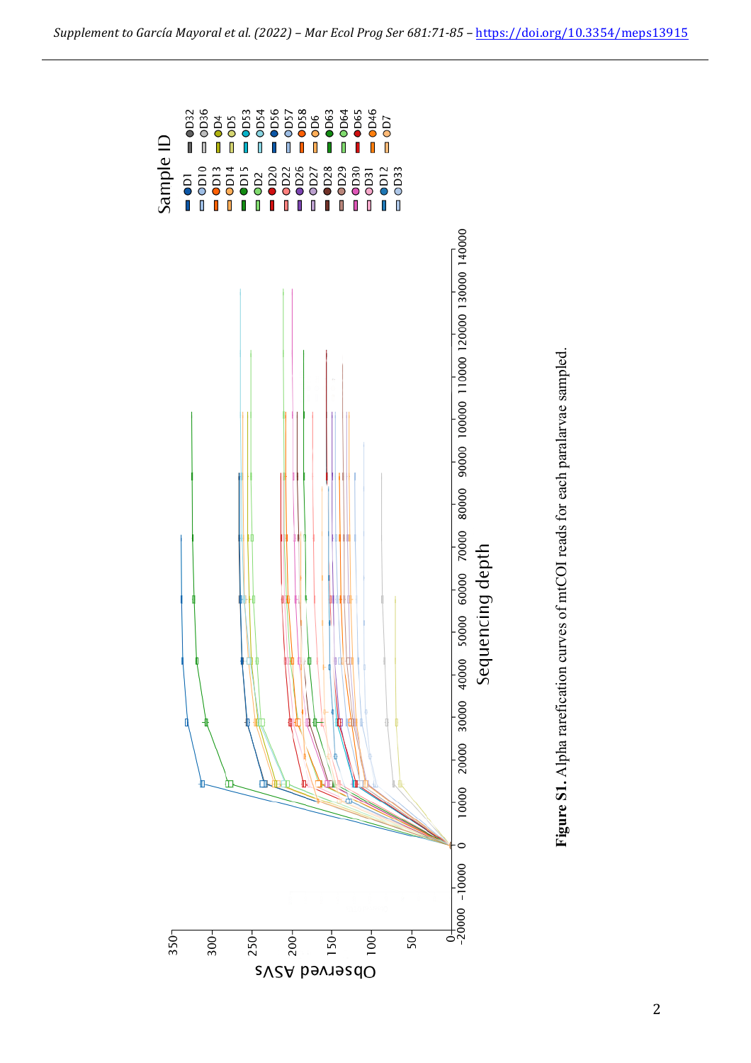Sample ID

D1
D10
D13
D14
D15
D2
D20
D22
D26
D27
D28
D29
D30
D31
D12
D33
D32
D36
D4
D5
D53
D54
D56
D57
D58
D6
D63
D64
D65
D46
D7

Observed ASVs

0
50
100
150
200
250
300
350

Sequencing depth

-20000 -10000 0 10000 20000 30000 40000 50000 60000 70000 80000 90000 100000 110000 120000 130000 140000

**Figure S1.** Alpha rarefication curves of mtCOI reads for each paralarvae sampled.